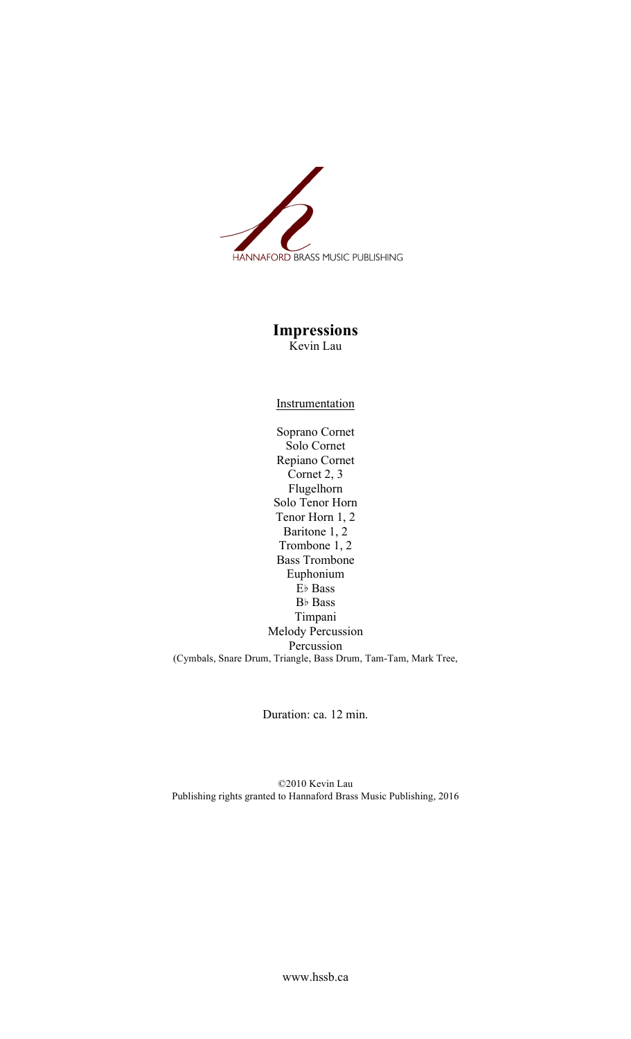HANNAFORD BRASS MUSIC PUBLISHING

# Impressions

Kevin Lau

Instrumentation

Soprano Cornet
Solo Cornet
Repiano Cornet
Cornet 2, 3
Flugelhorn
Solo Tenor Horn
Tenor Horn 1, 2
Baritone 1, 2
Trombone 1, 2
Bass Trombone
Euphonium
E♭ Bass
B♭ Bass
Timpani
Melody Percussion
Percussion
(Cymbals, Snare Drum, Triangle, Bass Drum, Tam-Tam, Mark Tree,

Duration: ca. 12 min.

©2010 Kevin Lau
Publishing rights granted to Hannaford Brass Music Publishing, 2016

www.hssb.ca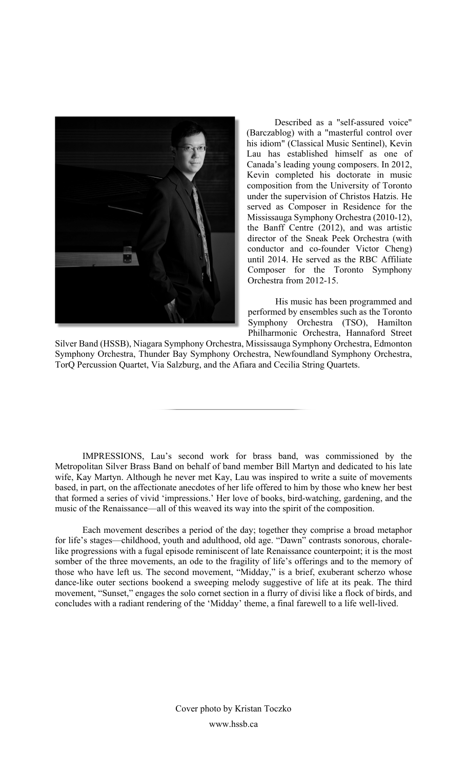Described as a "self-assured voice" (Barczablog) with a "masterful control over his idiom" (Classical Music Sentinel), Kevin Lau has established himself as one of Canada's leading young composers. In 2012, Kevin completed his doctorate in music composition from the University of Toronto under the supervision of Christos Hatzis. He served as Composer in Residence for the Mississauga Symphony Orchestra (2010-12), the Banff Centre (2012), and was artistic director of the Sneak Peek Orchestra (with conductor and co-founder Victor Cheng) until 2014. He served as the RBC Affiliate Composer for the Toronto Symphony Orchestra from 2012-15.

His music has been programmed and performed by ensembles such as the Toronto Symphony Orchestra (TSO), Hamilton Philharmonic Orchestra, Hannaford Street Silver Band (HSSB), Niagara Symphony Orchestra, Mississauga Symphony Orchestra, Edmonton Symphony Orchestra, Thunder Bay Symphony Orchestra, Newfoundland Symphony Orchestra, TorQ Percussion Quartet, Via Salzburg, and the Afiara and Cecilia String Quartets.

---

IMPRESSIONS, Lau's second work for brass band, was commissioned by the Metropolitan Silver Brass Band on behalf of band member Bill Martyn and dedicated to his late wife, Kay Martyn. Although he never met Kay, Lau was inspired to write a suite of movements based, in part, on the affectionate anecdotes of her life offered to him by those who knew her best that formed a series of vivid 'impressions.' Her love of books, bird-watching, gardening, and the music of the Renaissance—all of this weaved its way into the spirit of the composition.

Each movement describes a period of the day; together they comprise a broad metaphor for life's stages—childhood, youth and adulthood, old age. "Dawn" contrasts sonorous, chorale-like progressions with a fugal episode reminiscent of late Renaissance counterpoint; it is the most somber of the three movements, an ode to the fragility of life's offerings and to the memory of those who have left us. The second movement, "Midday," is a brief, exuberant scherzo whose dance-like outer sections bookend a sweeping melody suggestive of life at its peak. The third movement, "Sunset," engages the solo cornet section in a flurry of divisi like a flock of birds, and concludes with a radiant rendering of the 'Midday' theme, a final farewell to a life well-lived.

Cover photo by Kristan Toczko

www.hssb.ca